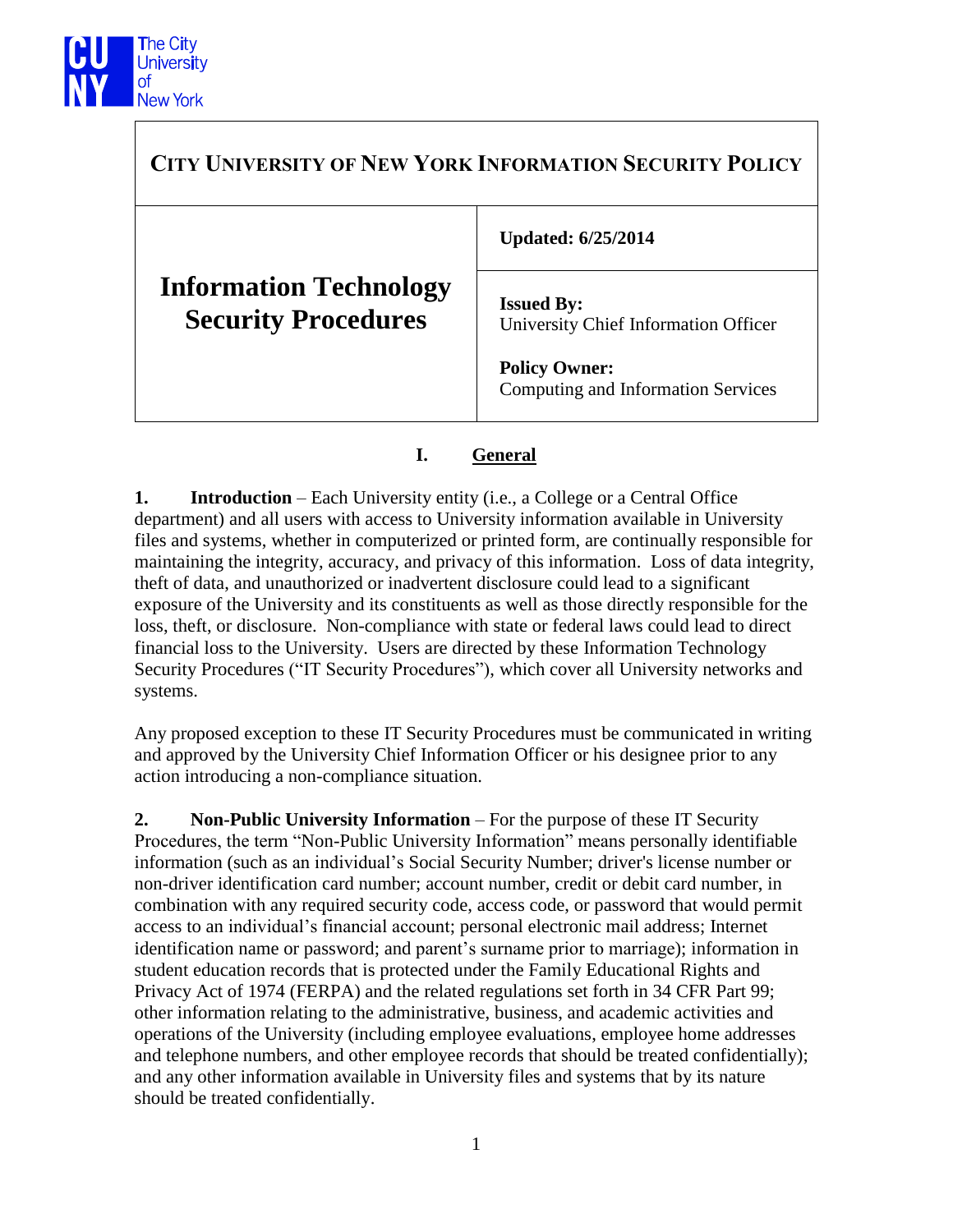# CITY UNIVERSITY OF NEW YORK INFORMATION SECURITY POLICY

| **Information Technology Security Procedures** | **Updated: 6/25/2014** |
| --- | --- |
| | **Issued By:** University Chief Information Officer<br><br>**Policy Owner:** Computing and Information Services |

## I. General

**1. Introduction** – Each University entity (i.e., a College or a Central Office department) and all users with access to University information available in University files and systems, whether in computerized or printed form, are continually responsible for maintaining the integrity, accuracy, and privacy of this information. Loss of data integrity, theft of data, and unauthorized or inadvertent disclosure could lead to a significant exposure of the University and its constituents as well as those directly responsible for the loss, theft, or disclosure. Non-compliance with state or federal laws could lead to direct financial loss to the University. Users are directed by these Information Technology Security Procedures ("IT Security Procedures"), which cover all University networks and systems.

Any proposed exception to these IT Security Procedures must be communicated in writing and approved by the University Chief Information Officer or his designee prior to any action introducing a non-compliance situation.

**2. Non-Public University Information** – For the purpose of these IT Security Procedures, the term "Non-Public University Information" means personally identifiable information (such as an individual's Social Security Number; driver's license number or non-driver identification card number; account number, credit or debit card number, in combination with any required security code, access code, or password that would permit access to an individual's financial account; personal electronic mail address; Internet identification name or password; and parent's surname prior to marriage); information in student education records that is protected under the Family Educational Rights and Privacy Act of 1974 (FERPA) and the related regulations set forth in 34 CFR Part 99; other information relating to the administrative, business, and academic activities and operations of the University (including employee evaluations, employee home addresses and telephone numbers, and other employee records that should be treated confidentially); and any other information available in University files and systems that by its nature should be treated confidentially.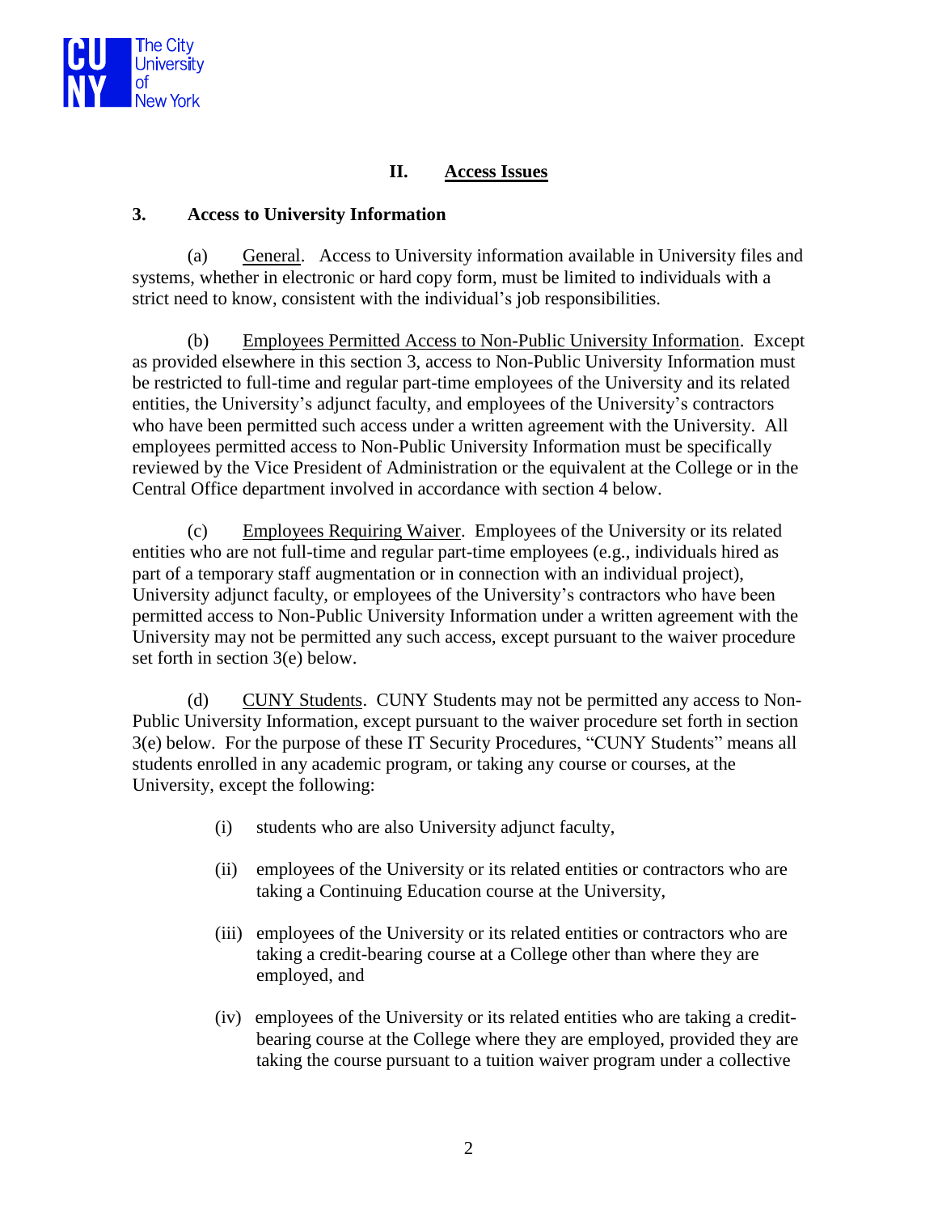## II. Access Issues

### 3. Access to University Information

(a) General. Access to University information available in University files and systems, whether in electronic or hard copy form, must be limited to individuals with a strict need to know, consistent with the individual's job responsibilities.

(b) Employees Permitted Access to Non-Public University Information. Except as provided elsewhere in this section 3, access to Non-Public University Information must be restricted to full-time and regular part-time employees of the University and its related entities, the University's adjunct faculty, and employees of the University's contractors who have been permitted such access under a written agreement with the University. All employees permitted access to Non-Public University Information must be specifically reviewed by the Vice President of Administration or the equivalent at the College or in the Central Office department involved in accordance with section 4 below.

(c) Employees Requiring Waiver. Employees of the University or its related entities who are not full-time and regular part-time employees (e.g., individuals hired as part of a temporary staff augmentation or in connection with an individual project), University adjunct faculty, or employees of the University's contractors who have been permitted access to Non-Public University Information under a written agreement with the University may not be permitted any such access, except pursuant to the waiver procedure set forth in section 3(e) below.

(d) CUNY Students. CUNY Students may not be permitted any access to Non-Public University Information, except pursuant to the waiver procedure set forth in section 3(e) below. For the purpose of these IT Security Procedures, "CUNY Students" means all students enrolled in any academic program, or taking any course or courses, at the University, except the following:

- (i) students who are also University adjunct faculty,
- (ii) employees of the University or its related entities or contractors who are taking a Continuing Education course at the University,
- (iii) employees of the University or its related entities or contractors who are taking a credit-bearing course at a College other than where they are employed, and
- (iv) employees of the University or its related entities who are taking a credit-bearing course at the College where they are employed, provided they are taking the course pursuant to a tuition waiver program under a collective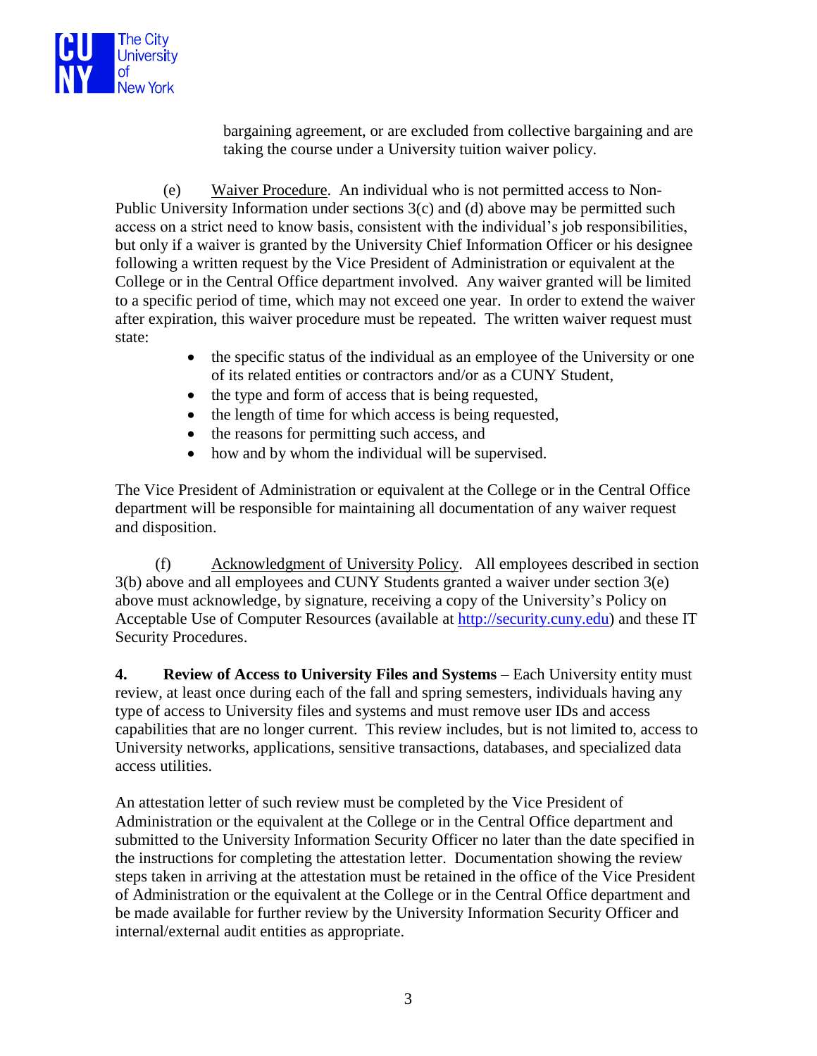bargaining agreement, or are excluded from collective bargaining and are taking the course under a University tuition waiver policy.

(e) Waiver Procedure. An individual who is not permitted access to Non-Public University Information under sections 3(c) and (d) above may be permitted such access on a strict need to know basis, consistent with the individual's job responsibilities, but only if a waiver is granted by the University Chief Information Officer or his designee following a written request by the Vice President of Administration or equivalent at the College or in the Central Office department involved. Any waiver granted will be limited to a specific period of time, which may not exceed one year. In order to extend the waiver after expiration, this waiver procedure must be repeated. The written waiver request must state:

- the specific status of the individual as an employee of the University or one of its related entities or contractors and/or as a CUNY Student,
- the type and form of access that is being requested,
- the length of time for which access is being requested,
- the reasons for permitting such access, and
- how and by whom the individual will be supervised.

The Vice President of Administration or equivalent at the College or in the Central Office department will be responsible for maintaining all documentation of any waiver request and disposition.

(f) Acknowledgment of University Policy. All employees described in section 3(b) above and all employees and CUNY Students granted a waiver under section 3(e) above must acknowledge, by signature, receiving a copy of the University's Policy on Acceptable Use of Computer Resources (available at http://security.cuny.edu) and these IT Security Procedures.

**4. Review of Access to University Files and Systems** – Each University entity must review, at least once during each of the fall and spring semesters, individuals having any type of access to University files and systems and must remove user IDs and access capabilities that are no longer current. This review includes, but is not limited to, access to University networks, applications, sensitive transactions, databases, and specialized data access utilities.

An attestation letter of such review must be completed by the Vice President of Administration or the equivalent at the College or in the Central Office department and submitted to the University Information Security Officer no later than the date specified in the instructions for completing the attestation letter. Documentation showing the review steps taken in arriving at the attestation must be retained in the office of the Vice President of Administration or the equivalent at the College or in the Central Office department and be made available for further review by the University Information Security Officer and internal/external audit entities as appropriate.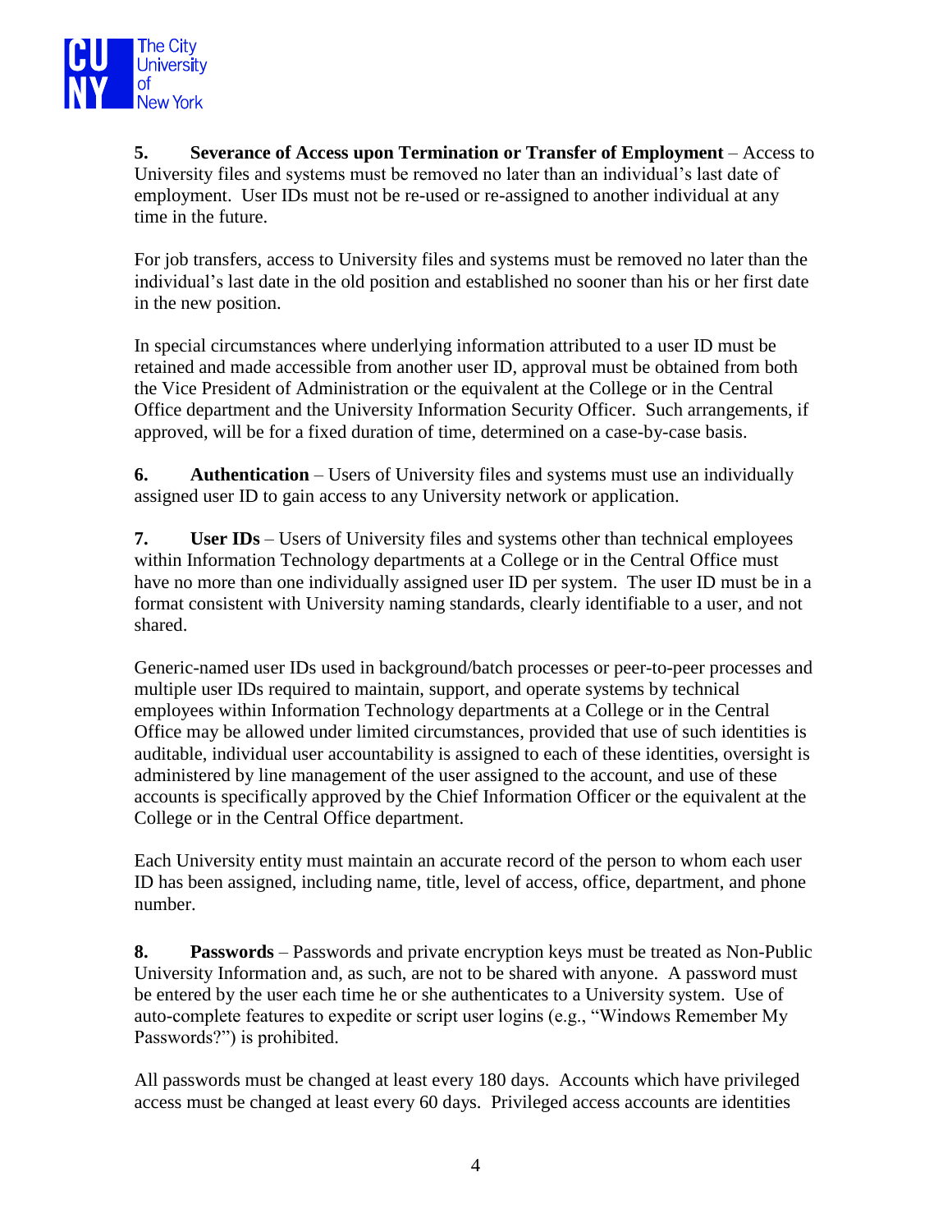**5. Severance of Access upon Termination or Transfer of Employment** – Access to University files and systems must be removed no later than an individual's last date of employment. User IDs must not be re-used or re-assigned to another individual at any time in the future.

For job transfers, access to University files and systems must be removed no later than the individual's last date in the old position and established no sooner than his or her first date in the new position.

In special circumstances where underlying information attributed to a user ID must be retained and made accessible from another user ID, approval must be obtained from both the Vice President of Administration or the equivalent at the College or in the Central Office department and the University Information Security Officer. Such arrangements, if approved, will be for a fixed duration of time, determined on a case-by-case basis.

**6. Authentication** – Users of University files and systems must use an individually assigned user ID to gain access to any University network or application.

**7. User IDs** – Users of University files and systems other than technical employees within Information Technology departments at a College or in the Central Office must have no more than one individually assigned user ID per system. The user ID must be in a format consistent with University naming standards, clearly identifiable to a user, and not shared.

Generic-named user IDs used in background/batch processes or peer-to-peer processes and multiple user IDs required to maintain, support, and operate systems by technical employees within Information Technology departments at a College or in the Central Office may be allowed under limited circumstances, provided that use of such identities is auditable, individual user accountability is assigned to each of these identities, oversight is administered by line management of the user assigned to the account, and use of these accounts is specifically approved by the Chief Information Officer or the equivalent at the College or in the Central Office department.

Each University entity must maintain an accurate record of the person to whom each user ID has been assigned, including name, title, level of access, office, department, and phone number.

**8. Passwords** – Passwords and private encryption keys must be treated as Non-Public University Information and, as such, are not to be shared with anyone. A password must be entered by the user each time he or she authenticates to a University system. Use of auto-complete features to expedite or script user logins (e.g., "Windows Remember My Passwords?") is prohibited.

All passwords must be changed at least every 180 days. Accounts which have privileged access must be changed at least every 60 days. Privileged access accounts are identities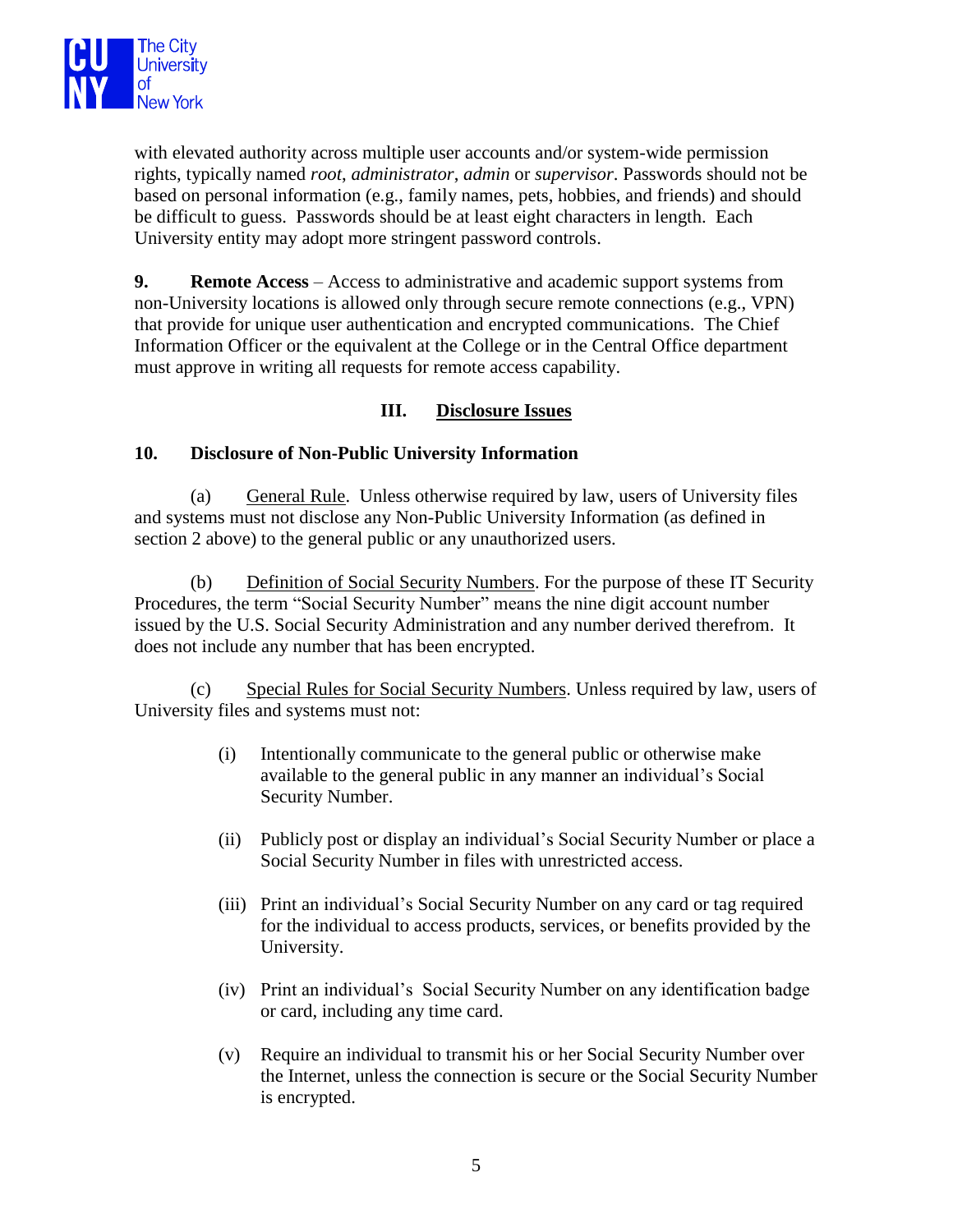with elevated authority across multiple user accounts and/or system-wide permission rights, typically named *root*, *administrator*, *admin* or *supervisor*. Passwords should not be based on personal information (e.g., family names, pets, hobbies, and friends) and should be difficult to guess. Passwords should be at least eight characters in length. Each University entity may adopt more stringent password controls.

**9. Remote Access** – Access to administrative and academic support systems from non-University locations is allowed only through secure remote connections (e.g., VPN) that provide for unique user authentication and encrypted communications. The Chief Information Officer or the equivalent at the College or in the Central Office department must approve in writing all requests for remote access capability.

## III. Disclosure Issues

### 10. Disclosure of Non-Public University Information

(a) General Rule. Unless otherwise required by law, users of University files and systems must not disclose any Non-Public University Information (as defined in section 2 above) to the general public or any unauthorized users.

(b) Definition of Social Security Numbers. For the purpose of these IT Security Procedures, the term "Social Security Number" means the nine digit account number issued by the U.S. Social Security Administration and any number derived therefrom. It does not include any number that has been encrypted.

(c) Special Rules for Social Security Numbers. Unless required by law, users of University files and systems must not:

(i) Intentionally communicate to the general public or otherwise make available to the general public in any manner an individual's Social Security Number.

(ii) Publicly post or display an individual's Social Security Number or place a Social Security Number in files with unrestricted access.

(iii) Print an individual's Social Security Number on any card or tag required for the individual to access products, services, or benefits provided by the University.

(iv) Print an individual's Social Security Number on any identification badge or card, including any time card.

(v) Require an individual to transmit his or her Social Security Number over the Internet, unless the connection is secure or the Social Security Number is encrypted.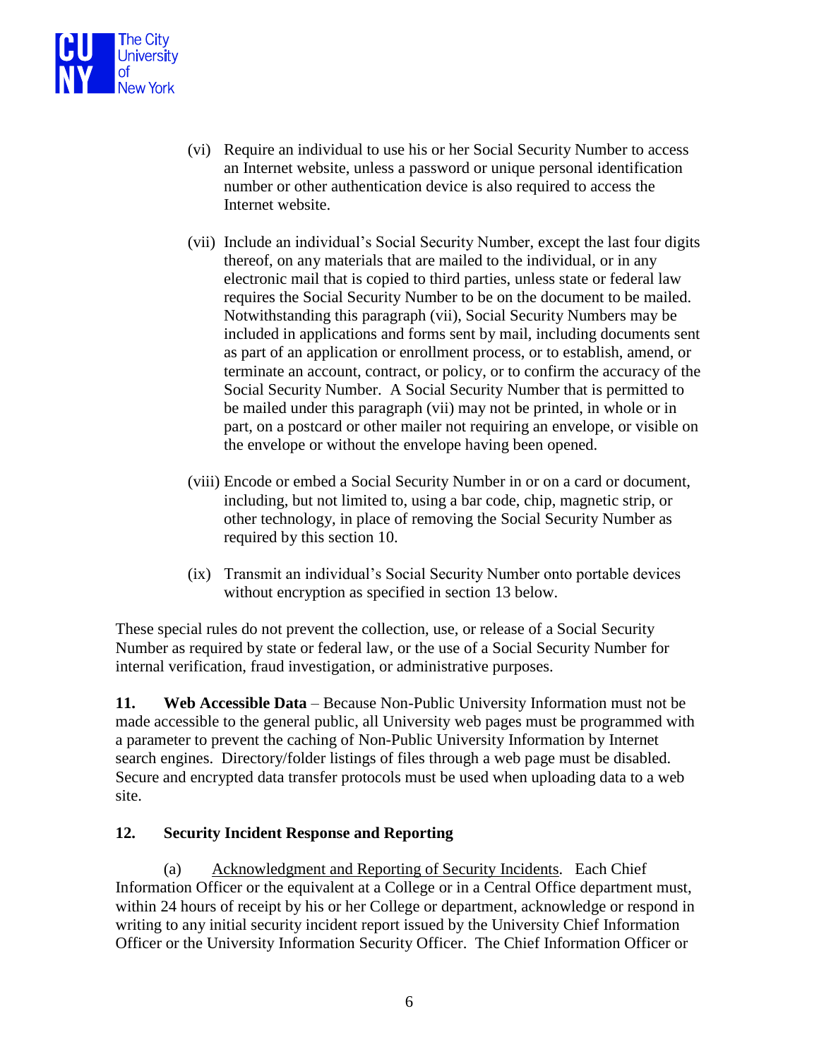(vi) Require an individual to use his or her Social Security Number to access an Internet website, unless a password or unique personal identification number or other authentication device is also required to access the Internet website.

(vii) Include an individual's Social Security Number, except the last four digits thereof, on any materials that are mailed to the individual, or in any electronic mail that is copied to third parties, unless state or federal law requires the Social Security Number to be on the document to be mailed. Notwithstanding this paragraph (vii), Social Security Numbers may be included in applications and forms sent by mail, including documents sent as part of an application or enrollment process, or to establish, amend, or terminate an account, contract, or policy, or to confirm the accuracy of the Social Security Number. A Social Security Number that is permitted to be mailed under this paragraph (vii) may not be printed, in whole or in part, on a postcard or other mailer not requiring an envelope, or visible on the envelope or without the envelope having been opened.

(viii) Encode or embed a Social Security Number in or on a card or document, including, but not limited to, using a bar code, chip, magnetic strip, or other technology, in place of removing the Social Security Number as required by this section 10.

(ix) Transmit an individual's Social Security Number onto portable devices without encryption as specified in section 13 below.

These special rules do not prevent the collection, use, or release of a Social Security Number as required by state or federal law, or the use of a Social Security Number for internal verification, fraud investigation, or administrative purposes.

**11. Web Accessible Data** – Because Non-Public University Information must not be made accessible to the general public, all University web pages must be programmed with a parameter to prevent the caching of Non-Public University Information by Internet search engines. Directory/folder listings of files through a web page must be disabled. Secure and encrypted data transfer protocols must be used when uploading data to a web site.

**12. Security Incident Response and Reporting**

(a) Acknowledgment and Reporting of Security Incidents. Each Chief Information Officer or the equivalent at a College or in a Central Office department must, within 24 hours of receipt by his or her College or department, acknowledge or respond in writing to any initial security incident report issued by the University Chief Information Officer or the University Information Security Officer. The Chief Information Officer or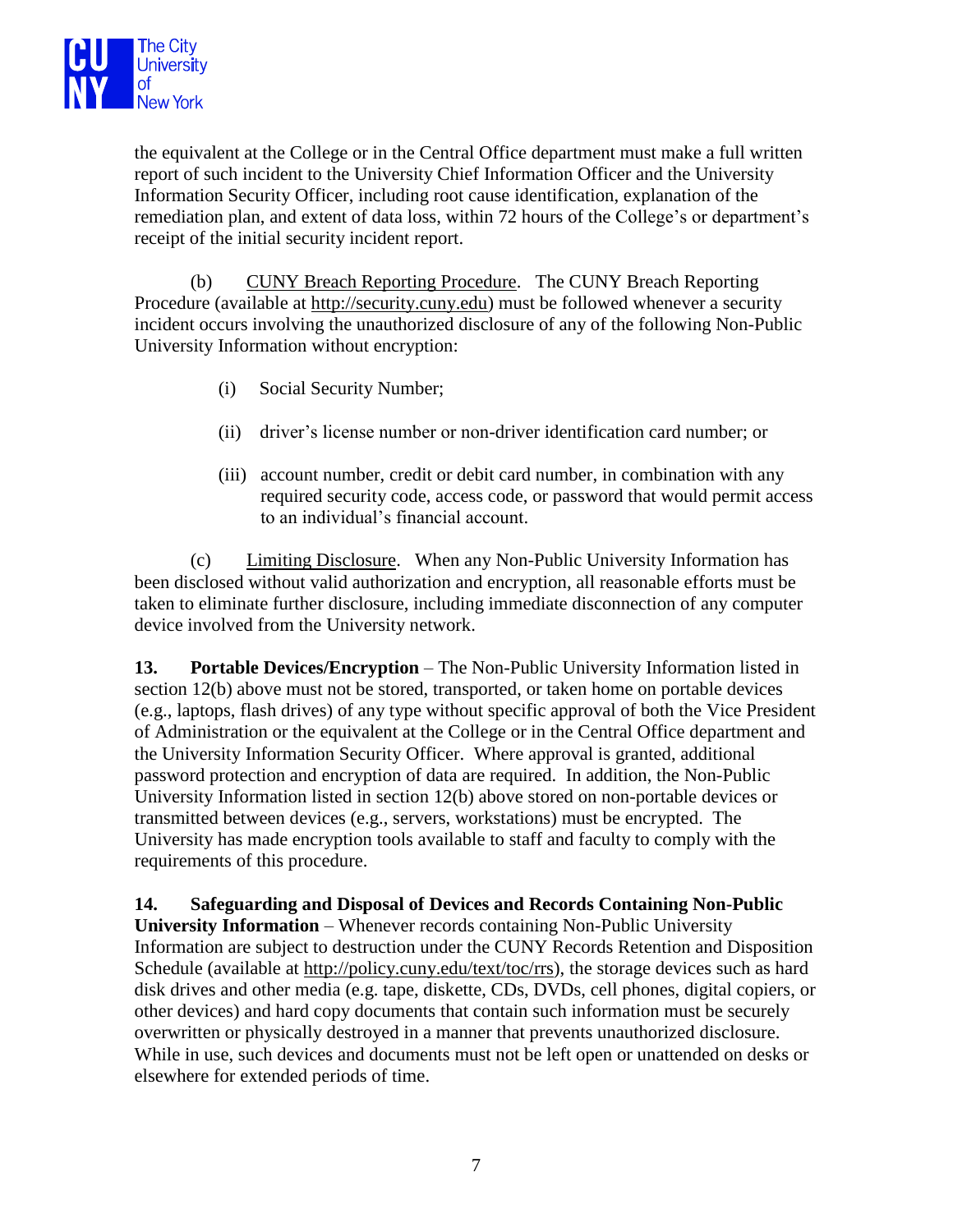the equivalent at the College or in the Central Office department must make a full written report of such incident to the University Chief Information Officer and the University Information Security Officer, including root cause identification, explanation of the remediation plan, and extent of data loss, within 72 hours of the College's or department's receipt of the initial security incident report.

(b) <u>CUNY Breach Reporting Procedure</u>. The CUNY Breach Reporting Procedure (available at http://security.cuny.edu) must be followed whenever a security incident occurs involving the unauthorized disclosure of any of the following Non-Public University Information without encryption:

(i) Social Security Number;

(ii) driver's license number or non-driver identification card number; or

(iii) account number, credit or debit card number, in combination with any required security code, access code, or password that would permit access to an individual's financial account.

(c) <u>Limiting Disclosure</u>. When any Non-Public University Information has been disclosed without valid authorization and encryption, all reasonable efforts must be taken to eliminate further disclosure, including immediate disconnection of any computer device involved from the University network.

**13. Portable Devices/Encryption** – The Non-Public University Information listed in section 12(b) above must not be stored, transported, or taken home on portable devices (e.g., laptops, flash drives) of any type without specific approval of both the Vice President of Administration or the equivalent at the College or in the Central Office department and the University Information Security Officer. Where approval is granted, additional password protection and encryption of data are required. In addition, the Non-Public University Information listed in section 12(b) above stored on non-portable devices or transmitted between devices (e.g., servers, workstations) must be encrypted. The University has made encryption tools available to staff and faculty to comply with the requirements of this procedure.

**14. Safeguarding and Disposal of Devices and Records Containing Non-Public University Information** – Whenever records containing Non-Public University Information are subject to destruction under the CUNY Records Retention and Disposition Schedule (available at http://policy.cuny.edu/text/toc/rrs), the storage devices such as hard disk drives and other media (e.g. tape, diskette, CDs, DVDs, cell phones, digital copiers, or other devices) and hard copy documents that contain such information must be securely overwritten or physically destroyed in a manner that prevents unauthorized disclosure. While in use, such devices and documents must not be left open or unattended on desks or elsewhere for extended periods of time.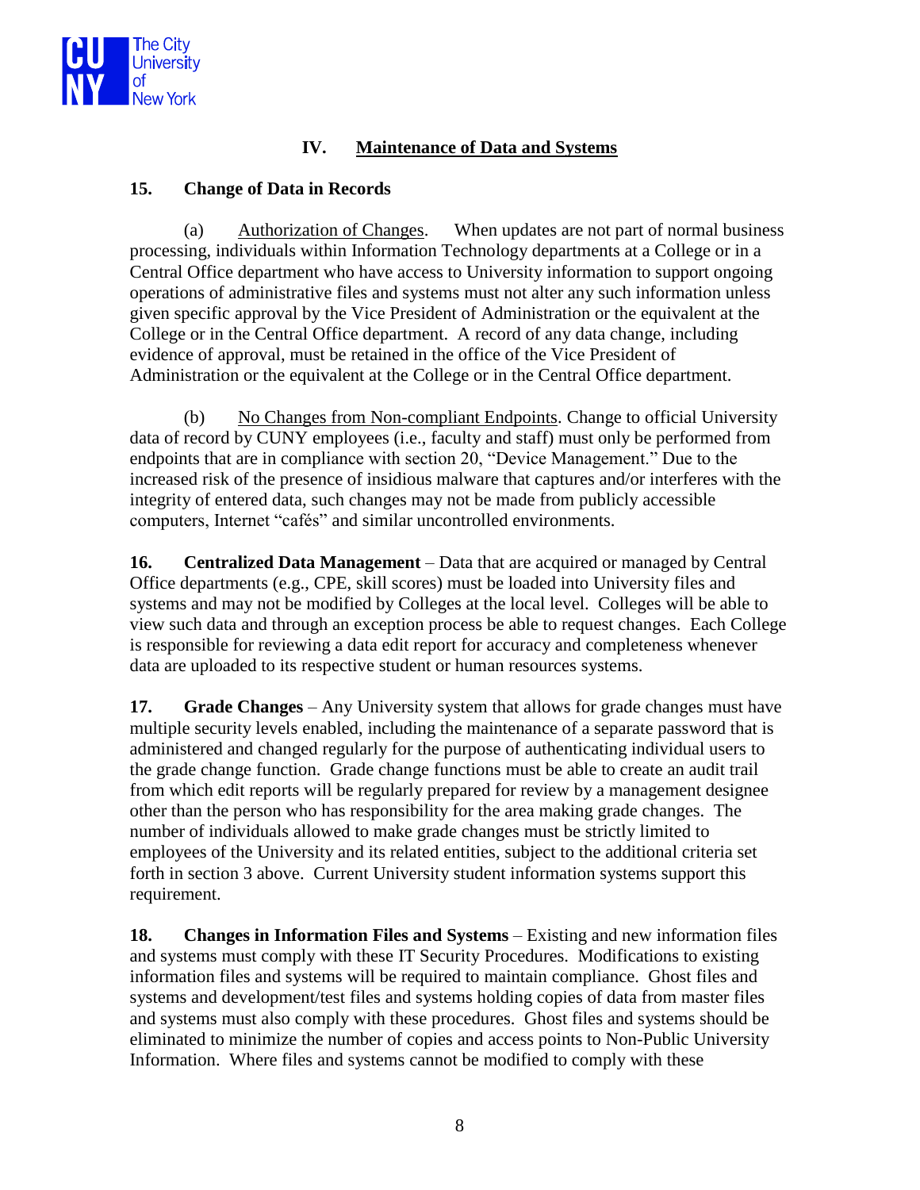## IV. Maintenance of Data and Systems

**15. Change of Data in Records**

(a) Authorization of Changes. When updates are not part of normal business processing, individuals within Information Technology departments at a College or in a Central Office department who have access to University information to support ongoing operations of administrative files and systems must not alter any such information unless given specific approval by the Vice President of Administration or the equivalent at the College or in the Central Office department. A record of any data change, including evidence of approval, must be retained in the office of the Vice President of Administration or the equivalent at the College or in the Central Office department.

(b) No Changes from Non-compliant Endpoints. Change to official University data of record by CUNY employees (i.e., faculty and staff) must only be performed from endpoints that are in compliance with section 20, "Device Management." Due to the increased risk of the presence of insidious malware that captures and/or interferes with the integrity of entered data, such changes may not be made from publicly accessible computers, Internet "cafés" and similar uncontrolled environments.

**16. Centralized Data Management** – Data that are acquired or managed by Central Office departments (e.g., CPE, skill scores) must be loaded into University files and systems and may not be modified by Colleges at the local level. Colleges will be able to view such data and through an exception process be able to request changes. Each College is responsible for reviewing a data edit report for accuracy and completeness whenever data are uploaded to its respective student or human resources systems.

**17. Grade Changes** – Any University system that allows for grade changes must have multiple security levels enabled, including the maintenance of a separate password that is administered and changed regularly for the purpose of authenticating individual users to the grade change function. Grade change functions must be able to create an audit trail from which edit reports will be regularly prepared for review by a management designee other than the person who has responsibility for the area making grade changes. The number of individuals allowed to make grade changes must be strictly limited to employees of the University and its related entities, subject to the additional criteria set forth in section 3 above. Current University student information systems support this requirement.

**18. Changes in Information Files and Systems** – Existing and new information files and systems must comply with these IT Security Procedures. Modifications to existing information files and systems will be required to maintain compliance. Ghost files and systems and development/test files and systems holding copies of data from master files and systems must also comply with these procedures. Ghost files and systems should be eliminated to minimize the number of copies and access points to Non-Public University Information. Where files and systems cannot be modified to comply with these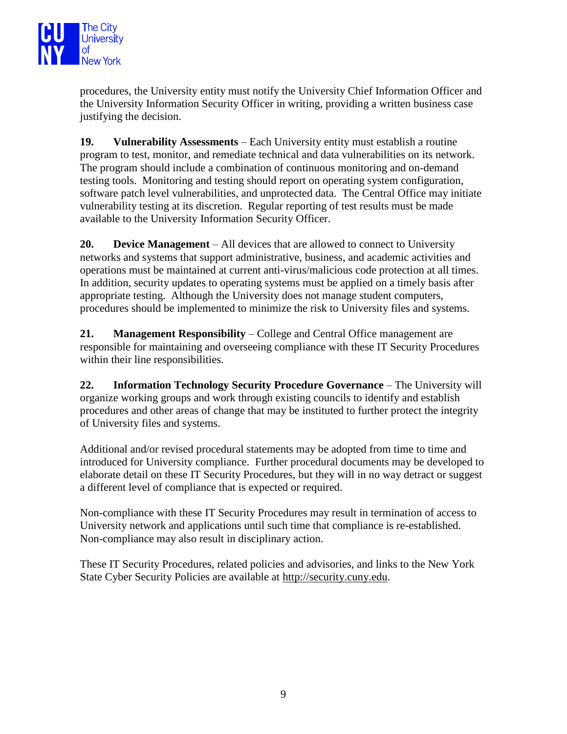procedures, the University entity must notify the University Chief Information Officer and the University Information Security Officer in writing, providing a written business case justifying the decision.

**19. Vulnerability Assessments** – Each University entity must establish a routine program to test, monitor, and remediate technical and data vulnerabilities on its network. The program should include a combination of continuous monitoring and on-demand testing tools. Monitoring and testing should report on operating system configuration, software patch level vulnerabilities, and unprotected data. The Central Office may initiate vulnerability testing at its discretion. Regular reporting of test results must be made available to the University Information Security Officer.

**20. Device Management** – All devices that are allowed to connect to University networks and systems that support administrative, business, and academic activities and operations must be maintained at current anti-virus/malicious code protection at all times. In addition, security updates to operating systems must be applied on a timely basis after appropriate testing. Although the University does not manage student computers, procedures should be implemented to minimize the risk to University files and systems.

**21. Management Responsibility** – College and Central Office management are responsible for maintaining and overseeing compliance with these IT Security Procedures within their line responsibilities.

**22. Information Technology Security Procedure Governance** – The University will organize working groups and work through existing councils to identify and establish procedures and other areas of change that may be instituted to further protect the integrity of University files and systems.

Additional and/or revised procedural statements may be adopted from time to time and introduced for University compliance. Further procedural documents may be developed to elaborate detail on these IT Security Procedures, but they will in no way detract or suggest a different level of compliance that is expected or required.

Non-compliance with these IT Security Procedures may result in termination of access to University network and applications until such time that compliance is re-established. Non-compliance may also result in disciplinary action.

These IT Security Procedures, related policies and advisories, and links to the New York State Cyber Security Policies are available at http://security.cuny.edu.